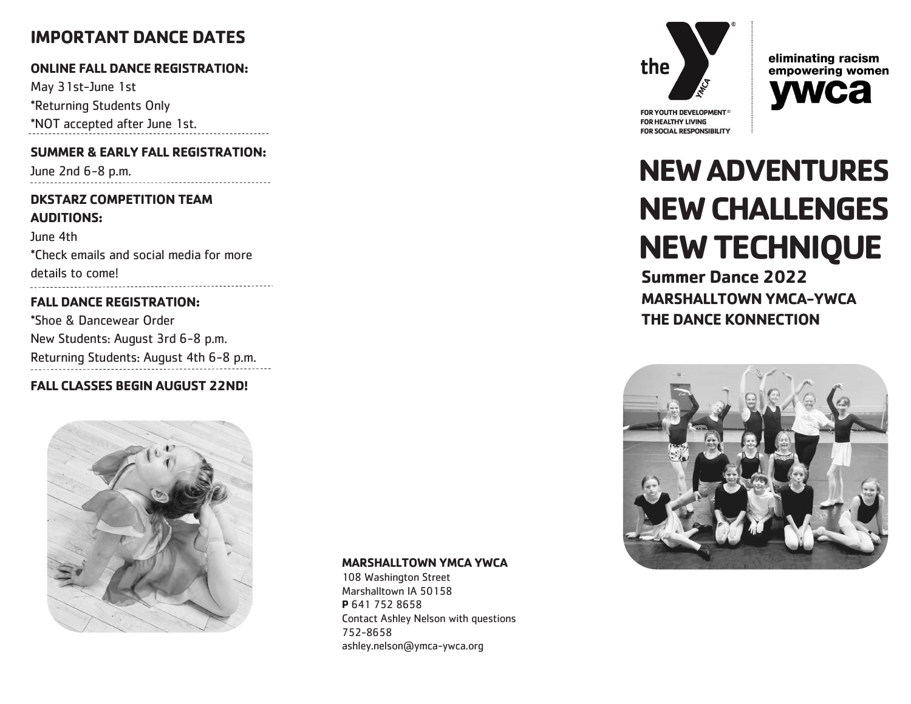## IMPORTANT DANCE DATES

**ONLINE FALL DANCE REGISTRATION:**
May 31st-June 1st
*Returning Students Only
*NOT accepted after June 1st.

**SUMMER & EARLY FALL REGISTRATION:**
June 2nd 6-8 p.m.

**DKSTARZ COMPETITION TEAM AUDITIONS:**
June 4th
*Check emails and social media for more details to come!

**FALL DANCE REGISTRATION:**
*Shoe & Dancewear Order
New Students: August 3rd 6-8 p.m.
Returning Students: August 4th 6-8 p.m.

**FALL CLASSES BEGIN AUGUST 22ND!**

**MARSHALLTOWN YMCA YWCA**
108 Washington Street
Marshalltown IA 50158
**P** 641 752 8658
Contact Ashley Nelson with questions
752-8658
ashley.nelson@ymca-ywca.org

the YMCA
FOR YOUTH DEVELOPMENT®
FOR HEALTHY LIVING
FOR SOCIAL RESPONSIBILITY

eliminating racism
empowering women
ywca

# NEW ADVENTURES NEW CHALLENGES NEW TECHNIQUE

**Summer Dance 2022**

**MARSHALLTOWN YMCA-YWCA**

**THE DANCE KONNECTION**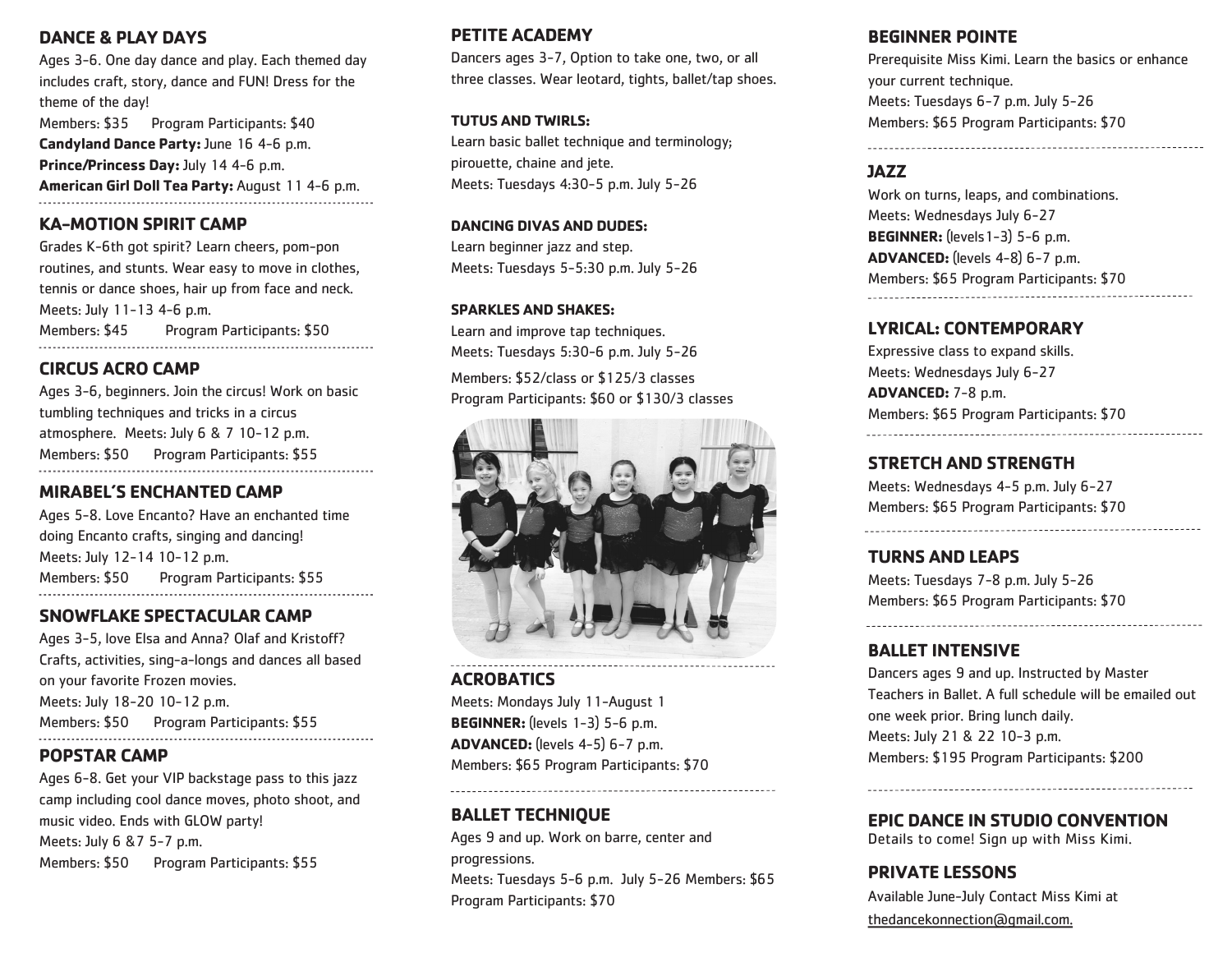## DANCE & PLAY DAYS

Ages 3-6. One day dance and play. Each themed day includes craft, story, dance and FUN! Dress for the theme of the day!
Members: $35  Program Participants: $40
**Candyland Dance Party:** June 16 4-6 p.m.
**Prince/Princess Day:** July 14 4-6 p.m.
**American Girl Doll Tea Party:** August 11 4-6 p.m.

## KA-MOTION SPIRIT CAMP

Grades K-6th got spirit? Learn cheers, pom-pon routines, and stunts. Wear easy to move in clothes, tennis or dance shoes, hair up from face and neck.
Meets: July 11-13 4-6 p.m.
Members: $45  Program Participants: $50

## CIRCUS ACRO CAMP

Ages 3-6, beginners. Join the circus! Work on basic tumbling techniques and tricks in a circus atmosphere. Meets: July 6 & 7 10-12 p.m.
Members: $50  Program Participants: $55

## MIRABEL'S ENCHANTED CAMP

Ages 5-8. Love Encanto? Have an enchanted time doing Encanto crafts, singing and dancing!
Meets: July 12-14 10-12 p.m.
Members: $50  Program Participants: $55

## SNOWFLAKE SPECTACULAR CAMP

Ages 3-5, love Elsa and Anna? Olaf and Kristoff? Crafts, activities, sing-a-longs and dances all based on your favorite Frozen movies.
Meets: July 18-20 10-12 p.m.
Members: $50  Program Participants: $55

## POPSTAR CAMP

Ages 6-8. Get your VIP backstage pass to this jazz camp including cool dance moves, photo shoot, and music video. Ends with GLOW party!
Meets: July 6 &7 5-7 p.m.
Members: $50  Program Participants: $55

## PETITE ACADEMY

Dancers ages 3-7, Option to take one, two, or all three classes. Wear leotard, tights, ballet/tap shoes.

**TUTUS AND TWIRLS:**
Learn basic ballet technique and terminology; pirouette, chaine and jete.
Meets: Tuesdays 4:30-5 p.m. July 5-26

**DANCING DIVAS AND DUDES:**
Learn beginner jazz and step.
Meets: Tuesdays 5-5:30 p.m. July 5-26

**SPARKLES AND SHAKES:**
Learn and improve tap techniques.
Meets: Tuesdays 5:30-6 p.m. July 5-26

Members: $52/class or $125/3 classes
Program Participants: $60 or $130/3 classes

## ACROBATICS

Meets: Mondays July 11-August 1
**BEGINNER:** (levels 1-3) 5-6 p.m.
**ADVANCED:** (levels 4-5) 6-7 p.m.
Members: $65 Program Participants: $70

## BALLET TECHNIQUE

Ages 9 and up. Work on barre, center and progressions.
Meets: Tuesdays 5-6 p.m. July 5-26 Members: $65
Program Participants: $70

## BEGINNER POINTE

Prerequisite Miss Kimi. Learn the basics or enhance your current technique.
Meets: Tuesdays 6-7 p.m. July 5-26
Members: $65 Program Participants: $70

## JAZZ

Work on turns, leaps, and combinations.
Meets: Wednesdays July 6-27
**BEGINNER:** (levels 1-3) 5-6 p.m.
**ADVANCED:** (levels 4-8) 6-7 p.m.
Members: $65 Program Participants: $70

## LYRICAL: CONTEMPORARY

Expressive class to expand skills.
Meets: Wednesdays July 6-27
**ADVANCED:** 7-8 p.m.
Members: $65 Program Participants: $70

## STRETCH AND STRENGTH

Meets: Wednesdays 4-5 p.m. July 6-27
Members: $65 Program Participants: $70

## TURNS AND LEAPS

Meets: Tuesdays 7-8 p.m. July 5-26
Members: $65 Program Participants: $70

## BALLET INTENSIVE

Dancers ages 9 and up. Instructed by Master Teachers in Ballet. A full schedule will be emailed out one week prior. Bring lunch daily.
Meets: July 21 & 22 10-3 p.m.
Members: $195 Program Participants: $200

## EPIC DANCE IN STUDIO CONVENTION

Details to come! Sign up with Miss Kimi.

## PRIVATE LESSONS

Available June-July Contact Miss Kimi at thedancekonnection@gmail.com.